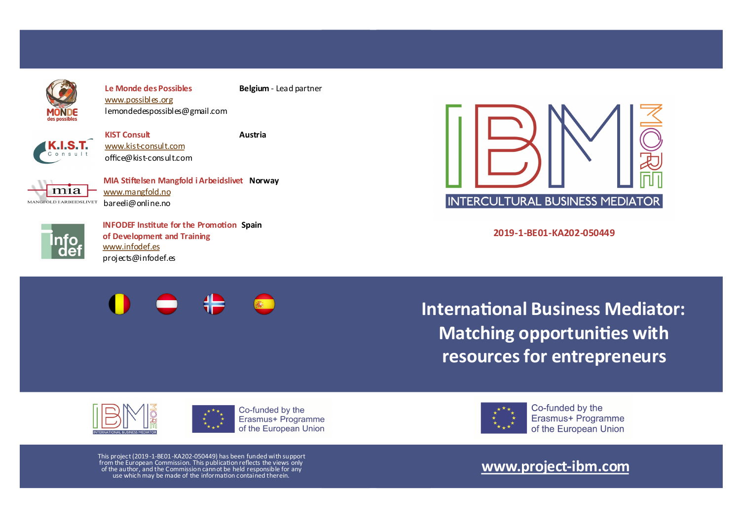**Le Monde des Possibles** — **Belgium** - Lead partner
www.possibles.org
lemondedespossibles@gmail.com

**KIST Consult** — **Austria**
www.kist-consult.com
office@kist-consult.com

**MIA Stiftelsen Mangfold i Arbeidslivet** — **Norway**
www.mangfold.no
bareeli@online.no

**INFODEF Institute for the Promotion of Development and Training** — **Spain**
www.infodef.es
projects@infodef.es

IBM MORE
INTERCULTURAL BUSINESS MEDIATOR

**2019-1-BE01-KA202-050449**

# International Business Mediator: Matching opportunities with resources for entrepreneurs

Co-funded by the Erasmus+ Programme of the European Union

Co-funded by the Erasmus+ Programme of the European Union

This project (2019-1-BE01-KA202-050449) has been funded with support from the European Commission. This publication reflects the views only of the author, and the Commission cannot be held responsible for any use which may be made of the information contained therein.

**www.project-ibm.com**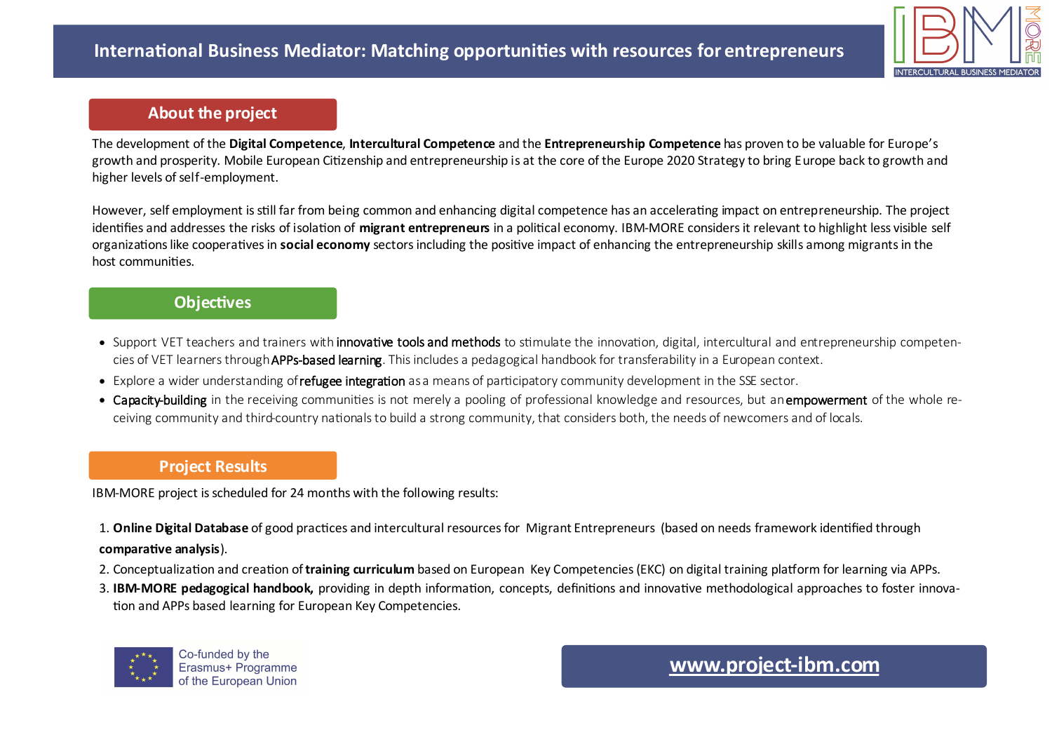# International Business Mediator: Matching opportunities with resources for entrepreneurs

IBM MORE INTERCULTURAL BUSINESS MEDIATOR

## About the project

The development of the **Digital Competence**, **Intercultural Competence** and the **Entrepreneurship Competence** has proven to be valuable for Europe's growth and prosperity. Mobile European Citizenship and entrepreneurship is at the core of the Europe 2020 Strategy to bring Europe back to growth and higher levels of self-employment.

However, self employment is still far from being common and enhancing digital competence has an accelerating impact on entrepreneurship. The project identifies and addresses the risks of isolation of **migrant entrepreneurs** in a political economy. IBM-MORE considers it relevant to highlight less visible self organizations like cooperatives in **social economy** sectors including the positive impact of enhancing the entrepreneurship skills among migrants in the host communities.

## Objectives

- Support VET teachers and trainers with **innovative tools and methods** to stimulate the innovation, digital, intercultural and entrepreneurship competencies of VET learners through **APPs-based learning**. This includes a pedagogical handbook for transferability in a European context.
- Explore a wider understanding of **refugee integration** as a means of participatory community development in the SSE sector.
- **Capacity-building** in the receiving communities is not merely a pooling of professional knowledge and resources, but an **empowerment** of the whole receiving community and third-country nationals to build a strong community, that considers both, the needs of newcomers and of locals.

## Project Results

IBM-MORE project is scheduled for 24 months with the following results:

1. **Online Digital Database** of good practices and intercultural resources for Migrant Entrepreneurs (based on needs framework identified through **comparative analysis**).
2. Conceptualization and creation of **training curriculum** based on European Key Competencies (EKC) on digital training platform for learning via APPs.
3. **IBM-MORE pedagogical handbook,** providing in depth information, concepts, definitions and innovative methodological approaches to foster innovation and APPs based learning for European Key Competencies.

Co-funded by the Erasmus+ Programme of the European Union

**www.project-ibm.com**